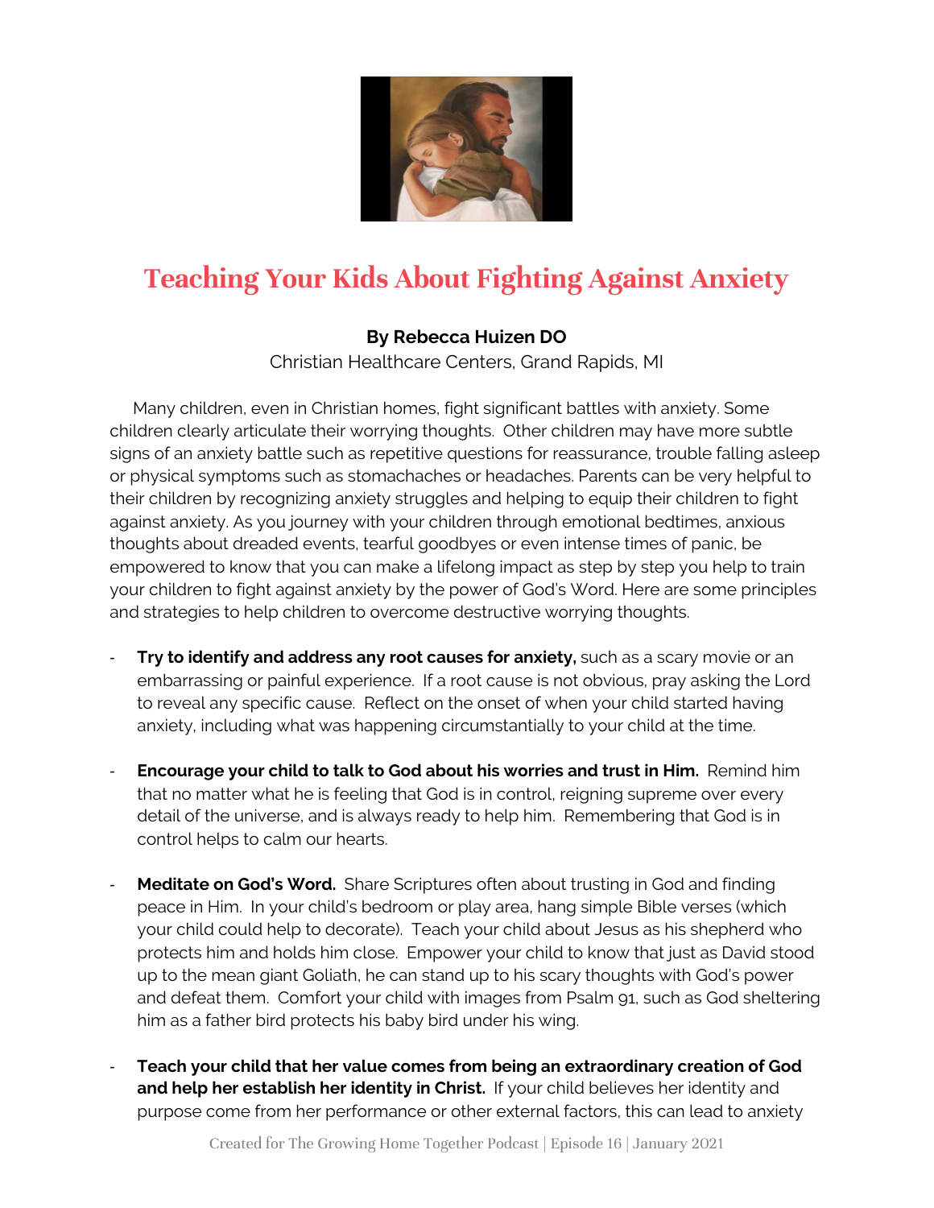# Teaching Your Kids About Fighting Against Anxiety

**By Rebecca Huizen DO**
Christian Healthcare Centers, Grand Rapids, MI

Many children, even in Christian homes, fight significant battles with anxiety. Some children clearly articulate their worrying thoughts. Other children may have more subtle signs of an anxiety battle such as repetitive questions for reassurance, trouble falling asleep or physical symptoms such as stomachaches or headaches. Parents can be very helpful to their children by recognizing anxiety struggles and helping to equip their children to fight against anxiety. As you journey with your children through emotional bedtimes, anxious thoughts about dreaded events, tearful goodbyes or even intense times of panic, be empowered to know that you can make a lifelong impact as step by step you help to train your children to fight against anxiety by the power of God's Word. Here are some principles and strategies to help children to overcome destructive worrying thoughts.

- **Try to identify and address any root causes for anxiety,** such as a scary movie or an embarrassing or painful experience. If a root cause is not obvious, pray asking the Lord to reveal any specific cause. Reflect on the onset of when your child started having anxiety, including what was happening circumstantially to your child at the time.

- **Encourage your child to talk to God about his worries and trust in Him.** Remind him that no matter what he is feeling that God is in control, reigning supreme over every detail of the universe, and is always ready to help him. Remembering that God is in control helps to calm our hearts.

- **Meditate on God's Word.** Share Scriptures often about trusting in God and finding peace in Him. In your child's bedroom or play area, hang simple Bible verses (which your child could help to decorate). Teach your child about Jesus as his shepherd who protects him and holds him close. Empower your child to know that just as David stood up to the mean giant Goliath, he can stand up to his scary thoughts with God's power and defeat them. Comfort your child with images from Psalm 91, such as God sheltering him as a father bird protects his baby bird under his wing.

- **Teach your child that her value comes from being an extraordinary creation of God and help her establish her identity in Christ.** If your child believes her identity and purpose come from her performance or other external factors, this can lead to anxiety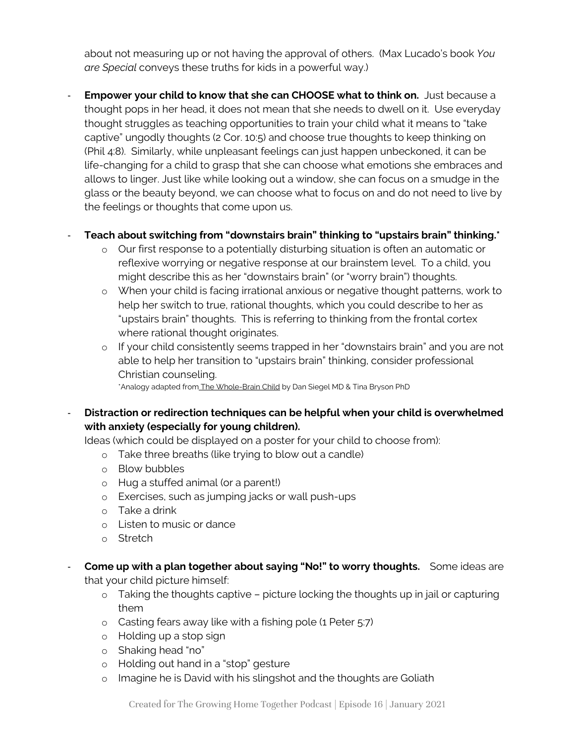about not measuring up or not having the approval of others. (Max Lucado's book *You are Special* conveys these truths for kids in a powerful way.)

- **Empower your child to know that she can CHOOSE what to think on.** Just because a thought pops in her head, it does not mean that she needs to dwell on it. Use everyday thought struggles as teaching opportunities to train your child what it means to "take captive" ungodly thoughts (2 Cor. 10:5) and choose true thoughts to keep thinking on (Phil 4:8). Similarly, while unpleasant feelings can just happen unbeckoned, it can be life-changing for a child to grasp that she can choose what emotions she embraces and allows to linger. Just like while looking out a window, she can focus on a smudge in the glass or the beauty beyond, we can choose what to focus on and do not need to live by the feelings or thoughts that come upon us.

- **Teach about switching from "downstairs brain" thinking to "upstairs brain" thinking.***
    - Our first response to a potentially disturbing situation is often an automatic or reflexive worrying or negative response at our brainstem level. To a child, you might describe this as her "downstairs brain" (or "worry brain") thoughts.
    - When your child is facing irrational anxious or negative thought patterns, work to help her switch to true, rational thoughts, which you could describe to her as "upstairs brain" thoughts. This is referring to thinking from the frontal cortex where rational thought originates.
    - If your child consistently seems trapped in her "downstairs brain" and you are not able to help her transition to "upstairs brain" thinking, consider professional Christian counseling.

    *Analogy adapted from The Whole-Brain Child by Dan Siegel MD & Tina Bryson PhD

- **Distraction or redirection techniques can be helpful when your child is overwhelmed with anxiety (especially for young children).**
  Ideas (which could be displayed on a poster for your child to choose from):
    - Take three breaths (like trying to blow out a candle)
    - Blow bubbles
    - Hug a stuffed animal (or a parent!)
    - Exercises, such as jumping jacks or wall push-ups
    - Take a drink
    - Listen to music or dance
    - Stretch

- **Come up with a plan together about saying "No!" to worry thoughts.** Some ideas are that your child picture himself:
    - Taking the thoughts captive – picture locking the thoughts up in jail or capturing them
    - Casting fears away like with a fishing pole (1 Peter 5:7)
    - Holding up a stop sign
    - Shaking head "no"
    - Holding out hand in a "stop" gesture
    - Imagine he is David with his slingshot and the thoughts are Goliath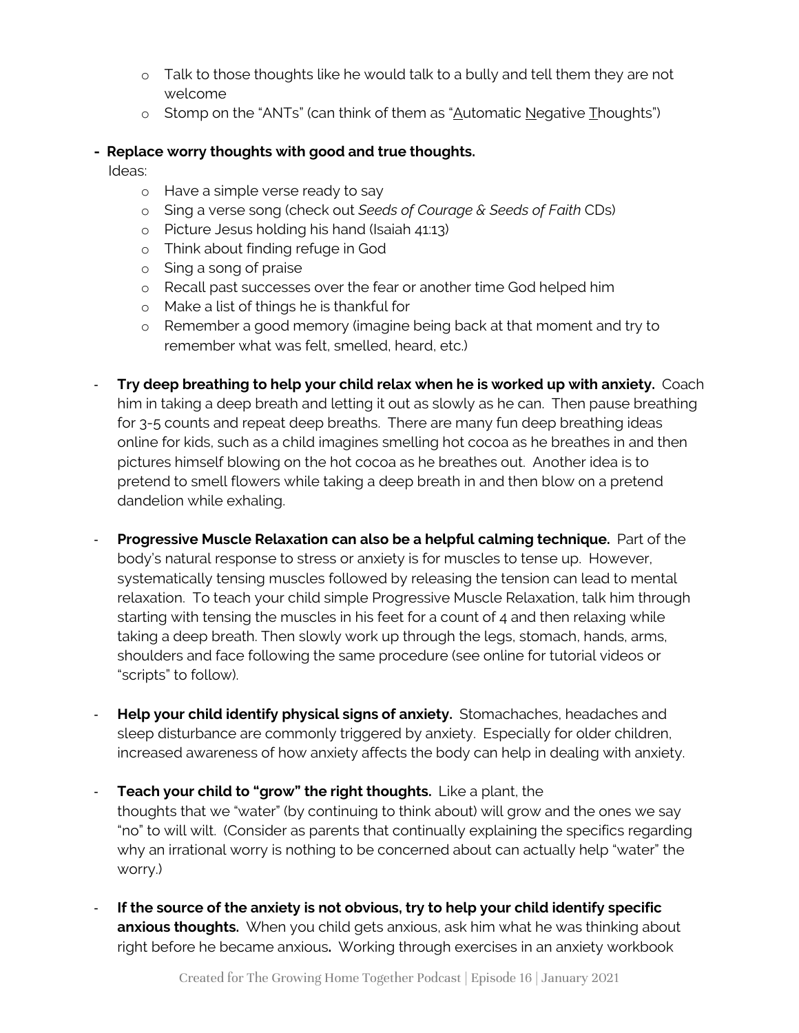- Talk to those thoughts like he would talk to a bully and tell them they are not welcome
  - Stomp on the "ANTs" (can think of them as "Automatic Negative Thoughts")

- **Replace worry thoughts with good and true thoughts.**
  Ideas:
  - Have a simple verse ready to say
  - Sing a verse song (check out *Seeds of Courage & Seeds of Faith* CDs)
  - Picture Jesus holding his hand (Isaiah 41:13)
  - Think about finding refuge in God
  - Sing a song of praise
  - Recall past successes over the fear or another time God helped him
  - Make a list of things he is thankful for
  - Remember a good memory (imagine being back at that moment and try to remember what was felt, smelled, heard, etc.)

- **Try deep breathing to help your child relax when he is worked up with anxiety.** Coach him in taking a deep breath and letting it out as slowly as he can. Then pause breathing for 3-5 counts and repeat deep breaths. There are many fun deep breathing ideas online for kids, such as a child imagines smelling hot cocoa as he breathes in and then pictures himself blowing on the hot cocoa as he breathes out. Another idea is to pretend to smell flowers while taking a deep breath in and then blow on a pretend dandelion while exhaling.

- **Progressive Muscle Relaxation can also be a helpful calming technique.** Part of the body's natural response to stress or anxiety is for muscles to tense up. However, systematically tensing muscles followed by releasing the tension can lead to mental relaxation. To teach your child simple Progressive Muscle Relaxation, talk him through starting with tensing the muscles in his feet for a count of 4 and then relaxing while taking a deep breath. Then slowly work up through the legs, stomach, hands, arms, shoulders and face following the same procedure (see online for tutorial videos or "scripts" to follow).

- **Help your child identify physical signs of anxiety.** Stomachaches, headaches and sleep disturbance are commonly triggered by anxiety. Especially for older children, increased awareness of how anxiety affects the body can help in dealing with anxiety.

- **Teach your child to "grow" the right thoughts.** Like a plant, the thoughts that we "water" (by continuing to think about) will grow and the ones we say "no" to will wilt. (Consider as parents that continually explaining the specifics regarding why an irrational worry is nothing to be concerned about can actually help "water" the worry.)

- **If the source of the anxiety is not obvious, try to help your child identify specific anxious thoughts.** When you child gets anxious, ask him what he was thinking about right before he became anxious**.** Working through exercises in an anxiety workbook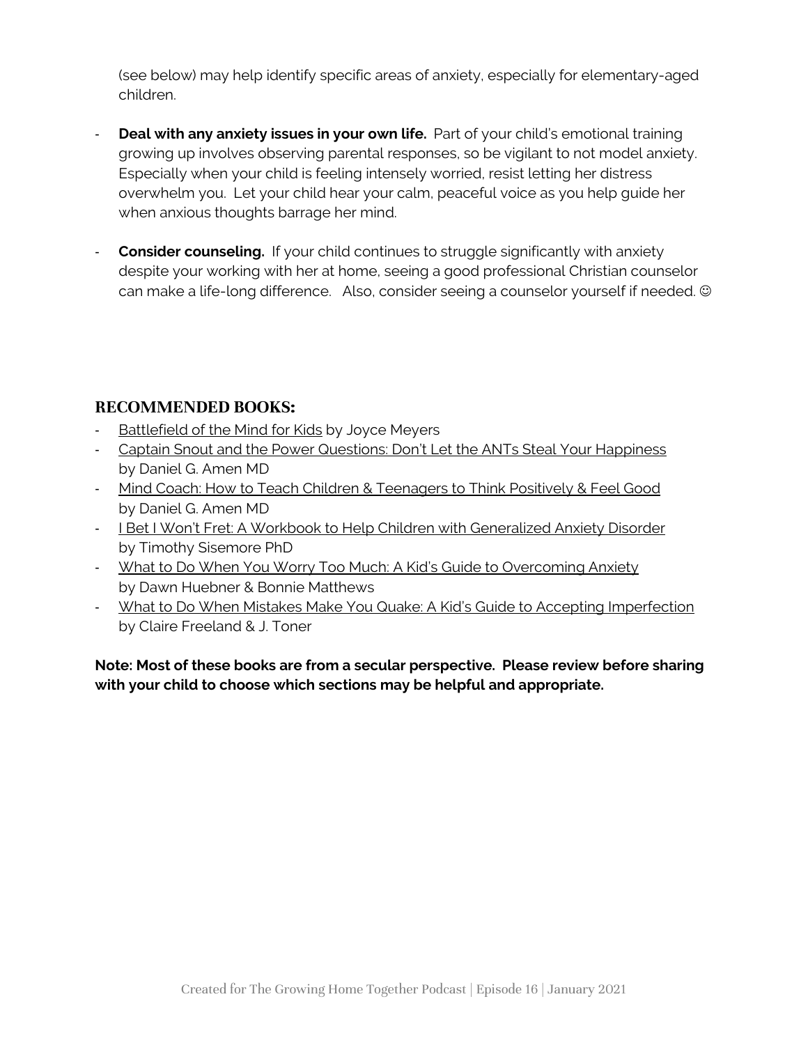(see below) may help identify specific areas of anxiety, especially for elementary-aged children.

- **Deal with any anxiety issues in your own life.** Part of your child's emotional training growing up involves observing parental responses, so be vigilant to not model anxiety. Especially when your child is feeling intensely worried, resist letting her distress overwhelm you. Let your child hear your calm, peaceful voice as you help guide her when anxious thoughts barrage her mind.

- **Consider counseling.** If your child continues to struggle significantly with anxiety despite your working with her at home, seeing a good professional Christian counselor can make a life-long difference. Also, consider seeing a counselor yourself if needed. ☺

## RECOMMENDED BOOKS:

- Battlefield of the Mind for Kids by Joyce Meyers
- Captain Snout and the Power Questions: Don't Let the ANTs Steal Your Happiness by Daniel G. Amen MD
- Mind Coach: How to Teach Children & Teenagers to Think Positively & Feel Good by Daniel G. Amen MD
- I Bet I Won't Fret: A Workbook to Help Children with Generalized Anxiety Disorder by Timothy Sisemore PhD
- What to Do When You Worry Too Much: A Kid's Guide to Overcoming Anxiety by Dawn Huebner & Bonnie Matthews
- What to Do When Mistakes Make You Quake: A Kid's Guide to Accepting Imperfection by Claire Freeland & J. Toner

**Note: Most of these books are from a secular perspective. Please review before sharing with your child to choose which sections may be helpful and appropriate.**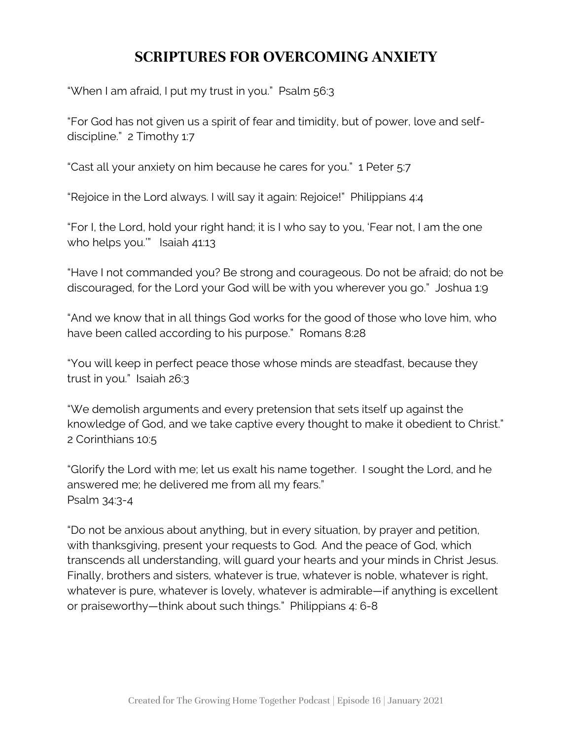# SCRIPTURES FOR OVERCOMING ANXIETY

“When I am afraid, I put my trust in you.” Psalm 56:3

“For God has not given us a spirit of fear and timidity, but of power, love and self-discipline.” 2 Timothy 1:7

“Cast all your anxiety on him because he cares for you.” 1 Peter 5:7

“Rejoice in the Lord always. I will say it again: Rejoice!” Philippians 4:4

“For I, the Lord, hold your right hand; it is I who say to you, ‘Fear not, I am the one who helps you.’” Isaiah 41:13

“Have I not commanded you? Be strong and courageous. Do not be afraid; do not be discouraged, for the Lord your God will be with you wherever you go.” Joshua 1:9

“And we know that in all things God works for the good of those who love him, who have been called according to his purpose.” Romans 8:28

“You will keep in perfect peace those whose minds are steadfast, because they trust in you.” Isaiah 26:3

“We demolish arguments and every pretension that sets itself up against the knowledge of God, and we take captive every thought to make it obedient to Christ.” 2 Corinthians 10:5

“Glorify the Lord with me; let us exalt his name together. I sought the Lord, and he answered me; he delivered me from all my fears.”
Psalm 34:3-4

“Do not be anxious about anything, but in every situation, by prayer and petition, with thanksgiving, present your requests to God. And the peace of God, which transcends all understanding, will guard your hearts and your minds in Christ Jesus. Finally, brothers and sisters, whatever is true, whatever is noble, whatever is right, whatever is pure, whatever is lovely, whatever is admirable—if anything is excellent or praiseworthy—think about such things.” Philippians 4: 6-8

Created for The Growing Home Together Podcast | Episode 16 | January 2021